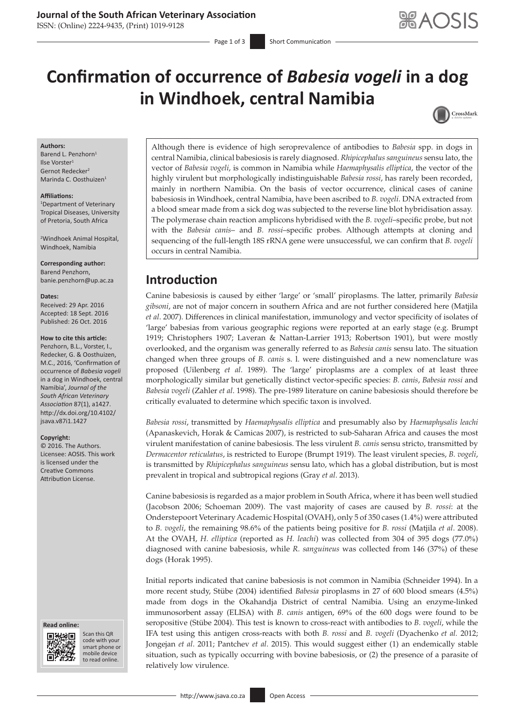Journal of the South African Veterinary Association

ISSN: (Online) 2224-9435, (Print) 1019-9128

Short Communication

# Confirmation of occurrence of *Babesia vogeli* in a dog in Windhoek, central Namibia

**Authors:**
Barend L. Penzhorn[1]
Ilse Vorster[1]
Gernot Redecker[2]
Marinda C. Oosthuizen[1]

**Affiliations:**
[1]Department of Veterinary Tropical Diseases, University of Pretoria, South Africa

[2]Windhoek Animal Hospital, Windhoek, Namibia

**Corresponding author:**
Barend Penzhorn,
banie.penzhorn@up.ac.za

**Dates:**
Received: 29 Apr. 2016
Accepted: 18 Sept. 2016
Published: 26 Oct. 2016

**How to cite this article:**
Penzhorn, B.L., Vorster, I., Redecker, G. & Oosthuizen, M.C., 2016, 'Confirmation of occurrence of *Babesia vogeli* in a dog in Windhoek, central Namibia', *Journal of the South African Veterinary Association* 87(1), a1427. http://dx.doi.org/10.4102/jsava.v87i1.1427

**Copyright:**
© 2016. The Authors. Licensee: AOSIS. This work is licensed under the Creative Commons Attribution License.

**Read online:**
Scan this QR code with your smart phone or mobile device to read online.

Although there is evidence of high seroprevalence of antibodies to *Babesia* spp. in dogs in central Namibia, clinical babesiosis is rarely diagnosed. *Rhipicephalus sanguineus* sensu lato, the vector of *Babesia vogeli*, is common in Namibia while *Haemaphysalis elliptica*, the vector of the highly virulent but morphologically indistinguishable *Babesia rossi*, has rarely been recorded, mainly in northern Namibia. On the basis of vector occurrence, clinical cases of canine babesiosis in Windhoek, central Namibia, have been ascribed to *B. vogeli*. DNA extracted from a blood smear made from a sick dog was subjected to the reverse line blot hybridisation assay. The polymerase chain reaction amplicons hybridised with the *B. vogeli*–specific probe, but not with the *Babesia canis*– and *B. rossi*–specific probes. Although attempts at cloning and sequencing of the full-length 18S rRNA gene were unsuccessful, we can confirm that *B. vogeli* occurs in central Namibia.

## Introduction

Canine babesiosis is caused by either 'large' or 'small' piroplasms. The latter, primarily *Babesia gibsoni*, are not of major concern in southern Africa and are not further considered here (Matjila *et al*. 2007). Differences in clinical manifestation, immunology and vector specificity of isolates of 'large' babesias from various geographic regions were reported at an early stage (e.g. Brumpt 1919; Christophers 1907; Laveran & Nattan-Larrier 1913; Robertson 1901), but were mostly overlooked, and the organism was generally referred to as *Babesia canis* sensu lato. The situation changed when three groups of *B. canis* s. l. were distinguished and a new nomenclature was proposed (Uilenberg *et al*. 1989). The 'large' piroplasms are a complex of at least three morphologically similar but genetically distinct vector-specific species: *B. canis*, *Babesia rossi* and *Babesia vogeli* (Zahler *et al*. 1998). The pre-1989 literature on canine babesiosis should therefore be critically evaluated to determine which specific taxon is involved.

*Babesia rossi*, transmitted by *Haemaphysalis elliptica* and presumably also by *Haemaphysalis leachi* (Apanaskevich, Horak & Camicas 2007), is restricted to sub-Saharan Africa and causes the most virulent manifestation of canine babesiosis. The less virulent *B. canis* sensu stricto, transmitted by *Dermacentor reticulatus*, is restricted to Europe (Brumpt 1919). The least virulent species, *B. vogeli*, is transmitted by *Rhipicephalus sanguineus* sensu lato, which has a global distribution, but is most prevalent in tropical and subtropical regions (Gray *et al*. 2013).

Canine babesiosis is regarded as a major problem in South Africa, where it has been well studied (Jacobson 2006; Schoeman 2009). The vast majority of cases are caused by *B. rossi*: at the Onderstepoort Veterinary Academic Hospital (OVAH), only 5 of 350 cases (1.4%) were attributed to *B. vogeli*, the remaining 98.6% of the patients being positive for *B. rossi* (Matjila *et al*. 2008). At the OVAH, *H. elliptica* (reported as *H. leachi*) was collected from 304 of 395 dogs (77.0%) diagnosed with canine babesiosis, while *R. sanguineus* was collected from 146 (37%) of these dogs (Horak 1995).

Initial reports indicated that canine babesiosis is not common in Namibia (Schneider 1994). In a more recent study, Stübe (2004) identified *Babesia* piroplasms in 27 of 600 blood smears (4.5%) made from dogs in the Okahandja District of central Namibia. Using an enzyme-linked immunosorbent assay (ELISA) with *B. canis* antigen, 69% of the 600 dogs were found to be seropositive (Stübe 2004). This test is known to cross-react with antibodies to *B. vogeli*, while the IFA test using this antigen cross-reacts with both *B. rossi* and *B. vogeli* (Dyachenko *et al.* 2012; Jongejan *et al*. 2011; Pantchev *et al*. 2015). This would suggest either (1) an endemically stable situation, such as typically occurring with bovine babesiosis, or (2) the presence of a parasite of relatively low virulence.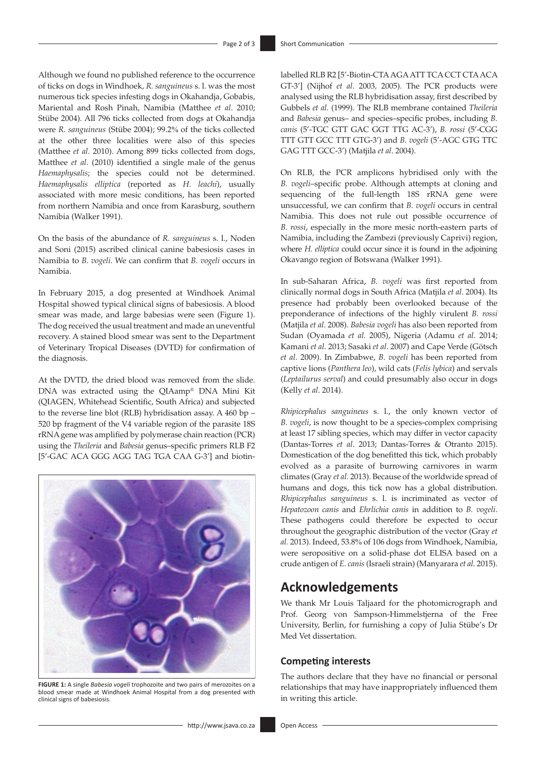Although we found no published reference to the occurrence of ticks on dogs in Windhoek, *R. sanguineus* s. l. was the most numerous tick species infesting dogs in Okahandja, Gobabis, Mariental and Rosh Pinah, Namibia (Matthee *et al*. 2010; Stübe 2004). All 796 ticks collected from dogs at Okahandja were *R. sanguineus* (Stübe 2004); 99.2% of the ticks collected at the other three localities were also of this species (Matthee *et al*. 2010). Among 899 ticks collected from dogs, Matthee *et al*. (2010) identified a single male of the genus *Haemaphysalis*; the species could not be determined. *Haemaphysalis elliptica* (reported as *H. leachi*), usually associated with more mesic conditions, has been reported from northern Namibia and once from Karasburg, southern Namibia (Walker 1991).

On the basis of the abundance of *R. sanguineus* s. l., Noden and Soni (2015) ascribed clinical canine babesiosis cases in Namibia to *B. vogeli*. We can confirm that *B. vogeli* occurs in Namibia.

In February 2015, a dog presented at Windhoek Animal Hospital showed typical clinical signs of babesiosis. A blood smear was made, and large babesias were seen (Figure 1). The dog received the usual treatment and made an uneventful recovery. A stained blood smear was sent to the Department of Veterinary Tropical Diseases (DVTD) for confirmation of the diagnosis.

At the DVTD, the dried blood was removed from the slide. DNA was extracted using the QIAamp® DNA Mini Kit (QIAGEN, Whitehead Scientific, South Africa) and subjected to the reverse line blot (RLB) hybridisation assay. A 460 bp – 520 bp fragment of the V4 variable region of the parasite 18S rRNA gene was amplified by polymerase chain reaction (PCR) using the *Theileria* and *Babesia* genus–specific primers RLB F2 [5′-GAC ACA GGG AGG TAG TGA CAA G-3′] and biotin-labelled RLB R2 [5′-Biotin-CTA AGA ATT TCA CCT CTA ACA GT-3′] (Nijhof *et al*. 2003, 2005). The PCR products were analysed using the RLB hybridisation assay, first described by Gubbels *et al.* (1999). The RLB membrane contained *Theileria* and *Babesia* genus– and species–specific probes, including *B. canis* (5′-TGC GTT GAC GGT TTG AC-3′), *B. rossi* (5′-CGG TTT GTT GCC TTT GTG-3′) and *B. vogeli* (5′-AGC GTG TTC GAG TTT GCC-3′) (Matjila *et al*. 2004).

FIGURE 1: A single *Babesia vogeli* trophozoite and two pairs of merozoites on a blood smear made at Windhoek Animal Hospital from a dog presented with clinical signs of babesiosis.

On RLB, the PCR amplicons hybridised only with the *B. vogeli*–specific probe. Although attempts at cloning and sequencing of the full-length 18S rRNA gene were unsuccessful, we can confirm that *B. vogeli* occurs in central Namibia. This does not rule out possible occurrence of *B. rossi*, especially in the more mesic north-eastern parts of Namibia, including the Zambezi (previously Caprivi) region, where *H. elliptica* could occur since it is found in the adjoining Okavango region of Botswana (Walker 1991).

In sub-Saharan Africa, *B. vogeli* was first reported from clinically normal dogs in South Africa (Matjila *et al*. 2004). Its presence had probably been overlooked because of the preponderance of infections of the highly virulent *B. rossi* (Matjila *et al*. 2008). *Babesia vogeli* has also been reported from Sudan (Oyamada *et al*. 2005), Nigeria (Adamu *et al*. 2014; Kamani *et al*. 2013; Sasaki *et al*. 2007) and Cape Verde (Götsch *et al*. 2009). In Zimbabwe, *B. vogeli* has been reported from captive lions (*Panthera leo*), wild cats (*Felis lybica*) and servals (*Leptailurus serval*) and could presumably also occur in dogs (Kelly *et al*. 2014).

*Rhipicephalus sanguineus* s. l., the only known vector of *B. vogeli*, is now thought to be a species-complex comprising at least 17 sibling species, which may differ in vector capacity (Dantas-Torres *et al*. 2013; Dantas-Torres & Otranto 2015). Domestication of the dog benefitted this tick, which probably evolved as a parasite of burrowing carnivores in warm climates (Gray *et al.* 2013). Because of the worldwide spread of humans and dogs, this tick now has a global distribution. *Rhipicephalus sanguineus* s. l. is incriminated as vector of *Hepatozoon canis* and *Ehrlichia canis* in addition to *B. vogeli*. These pathogens could therefore be expected to occur throughout the geographic distribution of the vector (Gray *et al.* 2013). Indeed, 53.8% of 106 dogs from Windhoek, Namibia, were seropositive on a solid-phase dot ELISA based on a crude antigen of *E. canis* (Israeli strain) (Manyarara *et al*. 2015).

## Acknowledgements

We thank Mr Louis Taljaard for the photomicrograph and Prof. Georg von Sampson-Himmelstjerna of the Free University, Berlin, for furnishing a copy of Julia Stübe's Dr Med Vet dissertation.

### Competing interests

The authors declare that they have no financial or personal relationships that may have inappropriately influenced them in writing this article.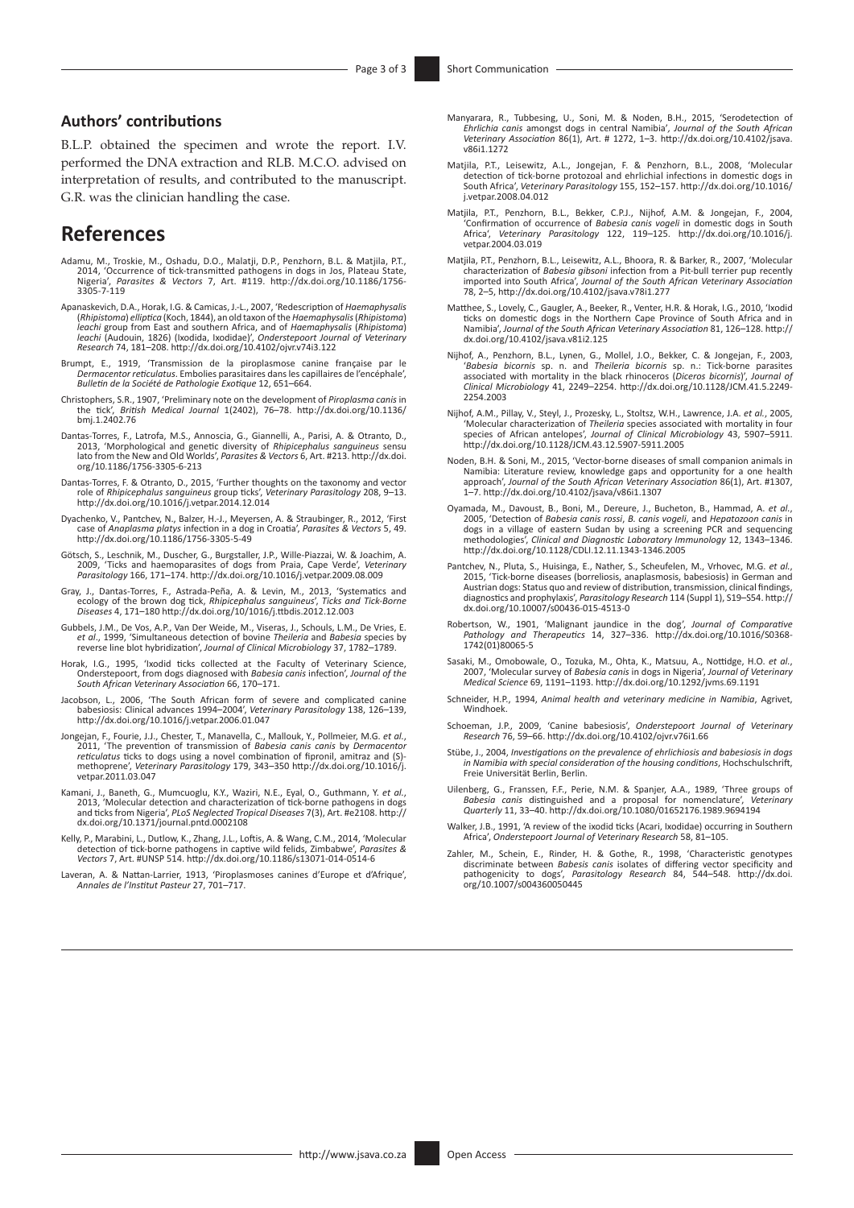## Authors' contributions

B.L.P. obtained the specimen and wrote the report. I.V. performed the DNA extraction and RLB. M.C.O. advised on interpretation of results, and contributed to the manuscript. G.R. was the clinician handling the case.

# References

Adamu, M., Troskie, M., Oshadu, D.O., Malatji, D.P., Penzhorn, B.L. & Matjila, P.T., 2014, 'Occurrence of tick-transmitted pathogens in dogs in Jos, Plateau State, Nigeria', *Parasites & Vectors* 7, Art. #119. http://dx.doi.org/10.1186/1756-3305-7-119

Apanaskevich, D.A., Horak, I.G. & Camicas, J.-L., 2007, 'Redescription of *Haemaphysalis* (*Rhipistoma*) *elliptica* (Koch, 1844), an old taxon of the *Haemaphysalis* (*Rhipistoma*) *leachi* group from East and southern Africa, and of *Haemaphysalis* (*Rhipistoma*) *leachi* (Audouin, 1826) (Ixodida, Ixodidae)', *Onderstepoort Journal of Veterinary Research* 74, 181–208. http://dx.doi.org/10.4102/ojvr.v74i3.122

Brumpt, E., 1919, 'Transmission de la piroplasmose canine française par le *Dermacentor reticulatus*. Embolies parasitaires dans les capillaires de l'encéphale', *Bulletin de la Société de Pathologie Exotique* 12, 651–664.

Christophers, S.R., 1907, 'Preliminary note on the development of *Piroplasma canis* in the tick', *British Medical Journal* 1(2402), 76–78. http://dx.doi.org/10.1136/bmj.1.2402.76

Dantas-Torres, F., Latrofa, M.S., Annoscia, G., Giannelli, A., Parisi, A. & Otranto, D., 2013, 'Morphological and genetic diversity of *Rhipicephalus sanguineus* sensu lato from the New and Old Worlds', *Parasites & Vectors* 6, Art. #213. http://dx.doi.org/10.1186/1756-3305-6-213

Dantas-Torres, F. & Otranto, D., 2015, 'Further thoughts on the taxonomy and vector role of *Rhipicephalus sanguineus* group ticks', *Veterinary Parasitology* 208, 9–13. http://dx.doi.org/10.1016/j.vetpar.2014.12.014

Dyachenko, V., Pantchev, N., Balzer, H.-J., Meyersen, A. & Straubinger, R., 2012, 'First case of *Anaplasma platys* infection in a dog in Croatia', *Parasites & Vectors* 5, 49. http://dx.doi.org/10.1186/1756-3305-5-49

Götsch, S., Leschnik, M., Duscher, G., Burgstaller, J.P., Wille-Piazzai, W. & Joachim, A. 2009, 'Ticks and haemoparasites of dogs from Praia, Cape Verde', *Veterinary Parasitology* 166, 171–174. http://dx.doi.org/10.1016/j.vetpar.2009.08.009

Gray, J., Dantas-Torres, F., Astrada-Peña, A. & Levin, M., 2013, 'Systematics and ecology of the brown dog tick, *Rhipicephalus sanguineus*', *Ticks and Tick-Borne Diseases* 4, 171–180 http://dx.doi.org/10/1016/j.ttbdis.2012.12.003

Gubbels, J.M., De Vos, A.P., Van Der Weide, M., Viseras, J., Schouls, L.M., De Vries, E. *et al*., 1999, 'Simultaneous detection of bovine *Theileria* and *Babesia* species by reverse line blot hybridization', *Journal of Clinical Microbiology* 37, 1782–1789.

Horak, I.G., 1995, 'Ixodid ticks collected at the Faculty of Veterinary Science, Onderstepoort, from dogs diagnosed with *Babesia canis* infection', *Journal of the South African Veterinary Association* 66, 170–171.

Jacobson, L., 2006, 'The South African form of severe and complicated canine babesiosis: Clinical advances 1994–2004', *Veterinary Parasitology* 138, 126–139, http://dx.doi.org/10.1016/j.vetpar.2006.01.047

Jongejan, F., Fourie, J.J., Chester, T., Manavella, C., Mallouk, Y., Pollmeier, M.G. *et al.*, 2011, 'The prevention of transmission of *Babesia canis canis* by *Dermacentor reticulatus* ticks to dogs using a novel combination of fipronil, amitraz and (S)-methoprene', *Veterinary Parasitology* 179, 343–350 http://dx.doi.org/10.1016/j.vetpar.2011.03.047

Kamani, J., Baneth, G., Mumcuoglu, K.Y., Waziri, N.E., Eyal, O., Guthmann, Y. *et al.*, 2013, 'Molecular detection and characterization of tick-borne pathogens in dogs and ticks from Nigeria', *PLoS Neglected Tropical Diseases* 7(3), Art. #e2108. http://dx.doi.org/10.1371/journal.pntd.0002108

Kelly, P., Marabini, L., Dutlow, K., Zhang, J.L., Loftis, A. & Wang, C.M., 2014, 'Molecular detection of tick-borne pathogens in captive wild felids, Zimbabwe', *Parasites & Vectors* 7, Art. #UNSP 514. http://dx.doi.org/10.1186/s13071-014-0514-6

Laveran, A. & Nattan-Larrier, 1913, 'Piroplasmoses canines d'Europe et d'Afrique', *Annales de l'Institut Pasteur* 27, 701–717.

Manyarara, R., Tubbesing, U., Soni, M. & Noden, B.H., 2015, 'Serodetection of *Ehrlichia canis* amongst dogs in central Namibia', *Journal of the South African Veterinary Association* 86(1), Art. # 1272, 1–3. http://dx.doi.org/10.4102/jsava.v86i1.1272

Matjila, P.T., Leisewitz, A.L., Jongejan, F. & Penzhorn, B.L., 2008, 'Molecular detection of tick-borne protozoal and ehrlichial infections in domestic dogs in South Africa', *Veterinary Parasitology* 155, 152–157. http://dx.doi.org/10.1016/j.vetpar.2008.04.012

Matjila, P.T., Penzhorn, B.L., Bekker, C.P.J., Nijhof, A.M. & Jongejan, F., 2004, 'Confirmation of occurrence of *Babesia canis vogeli* in domestic dogs in South Africa', *Veterinary Parasitology* 122, 119–125. http://dx.doi.org/10.1016/j.vetpar.2004.03.019

Matjila, P.T., Penzhorn, B.L., Leisewitz, A.L., Bhoora, R. & Barker, R., 2007, 'Molecular characterization of *Babesia gibsoni* infection from a Pit-bull terrier pup recently imported into South Africa', *Journal of the South African Veterinary Association* 78, 2–5, http://dx.doi.org/10.4102/jsava.v78i1.277

Matthee, S., Lovely, C., Gaugler, A., Beeker, R., Venter, H.R. & Horak, I.G., 2010, 'Ixodid ticks on domestic dogs in the Northern Cape Province of South Africa and in Namibia', *Journal of the South African Veterinary Association* 81, 126–128. http://dx.doi.org/10.4102/jsava.v81i2.125

Nijhof, A., Penzhorn, B.L., Lynen, G., Mollel, J.O., Bekker, C. & Jongejan, F., 2003, '*Babesia bicornis* sp. n. and *Theileria bicornis* sp. n.: Tick-borne parasites associated with mortality in the black rhinoceros (*Diceros bicornis*)', *Journal of Clinical Microbiology* 41, 2249–2254. http://dx.doi.org/10.1128/JCM.41.5.2249-2254.2003

Nijhof, A.M., Pillay, V., Steyl, J., Prozesky, L., Stoltsz, W.H., Lawrence, J.A. *et al.*, 2005, 'Molecular characterization of *Theileria* species associated with mortality in four species of African antelopes', *Journal of Clinical Microbiology* 43, 5907–5911. http://dx.doi.org/10.1128/JCM.43.12.5907-5911.2005

Noden, B.H. & Soni, M., 2015, 'Vector-borne diseases of small companion animals in Namibia: Literature review, knowledge gaps and opportunity for a one health approach', *Journal of the South African Veterinary Association* 86(1), Art. #1307, 1–7. http://dx.doi.org/10.4102/jsava/v86i1.1307

Oyamada, M., Davoust, B., Boni, M., Dereure, J., Bucheton, B., Hammad, A. *et al.*, 2005, 'Detection of *Babesia canis rossi*, *B. canis vogeli*, and *Hepatozoon canis* in dogs in a village of eastern Sudan by using a screening PCR and sequencing methodologies', *Clinical and Diagnostic Laboratory Immunology* 12, 1343–1346. http://dx.doi.org/10.1128/CDLI.12.11.1343-1346.2005

Pantchev, N., Pluta, S., Huisinga, E., Nather, S., Scheufelen, M., Vrhovec, M.G. *et al.*, 2015, 'Tick-borne diseases (borreliosis, anaplasmosis, babesiosis) in German and Austrian dogs: Status quo and review of distribution, transmission, clinical findings, diagnostics and prophylaxis', *Parasitology Research* 114 (Suppl 1), S19–S54. http://dx.doi.org/10.10007/s00436-015-4513-0

Robertson, W., 1901, 'Malignant jaundice in the dog', *Journal of Comparative Pathology and Therapeutics* 14, 327–336. http://dx.doi.org/10.1016/S0368-1742(01)80065-5

Sasaki, M., Omobowale, O., Tozuka, M., Ohta, K., Matsuu, A., Nottidge, H.O. *et al.*, 2007, 'Molecular survey of *Babesia canis* in dogs in Nigeria', *Journal of Veterinary Medical Science* 69, 1191–1193. http://dx.doi.org/10.1292/jvms.69.1191

Schneider, H.P., 1994, *Animal health and veterinary medicine in Namibia*, Agrivet, Windhoek.

Schoeman, J.P., 2009, 'Canine babesiosis', *Onderstepoort Journal of Veterinary Research* 76, 59–66. http://dx.doi.org/10.4102/ojvr.v76i1.66

Stübe, J., 2004, *Investigations on the prevalence of ehrlichiosis and babesiosis in dogs in Namibia with special consideration of the housing conditions*, Hochschulschrift, Freie Universität Berlin, Berlin.

Uilenberg, G., Franssen, F.F., Perie, N.M. & Spanjer, A.A., 1989, 'Three groups of *Babesia canis* distinguished and a proposal for nomenclature', *Veterinary Quarterly* 11, 33–40. http://dx.doi.org/10.1080/01652176.1989.9694194

Walker, J.B., 1991, 'A review of the ixodid ticks (Acari, Ixodidae) occurring in Southern Africa', *Onderstepoort Journal of Veterinary Research* 58, 81–105.

Zahler, M., Schein, E., Rinder, H. & Gothe, R., 1998, 'Characteristic genotypes discriminate between *Babesia canis* isolates of differing vector specificity and pathogenicity to dogs', *Parasitology Research* 84, 544–548. http://dx.doi.org/10.1007/s004360050445